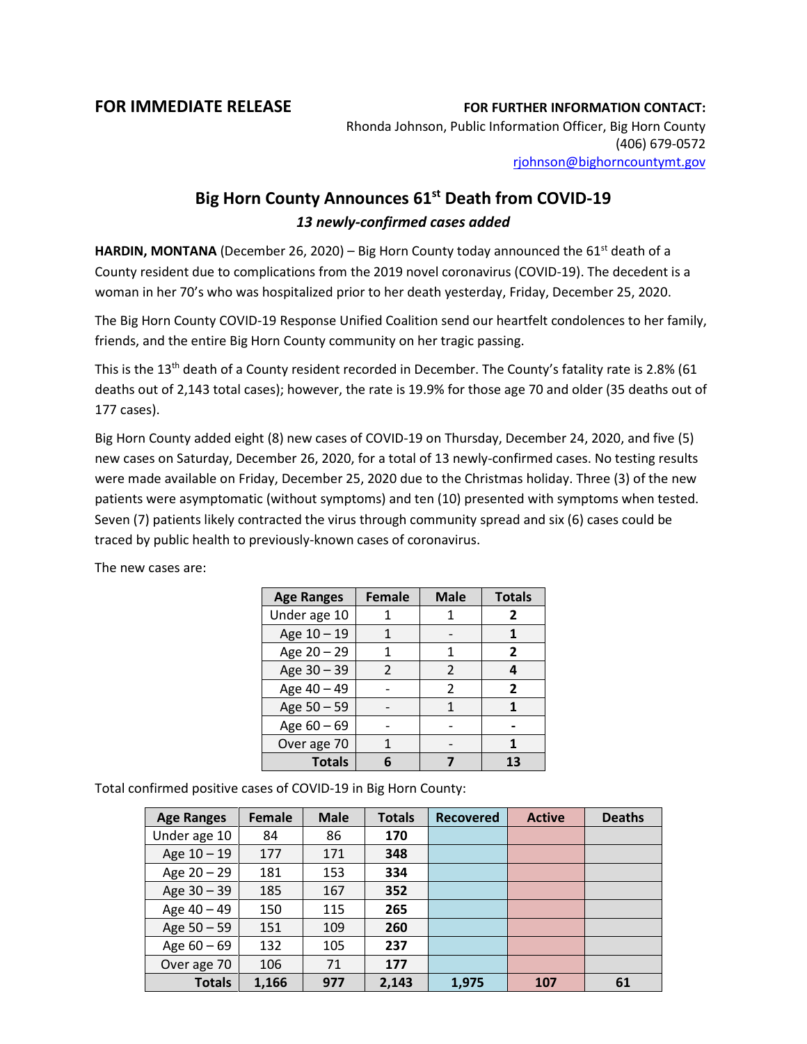**FOR IMMEDIATE RELEASE**

**FOR FURTHER INFORMATION CONTACT:**
Rhonda Johnson, Public Information Officer, Big Horn County
(406) 679-0572
rjohnson@bighorncountymt.gov

# Big Horn County Announces 61st Death from COVID-19

***13 newly-confirmed cases added***

**HARDIN, MONTANA** (December 26, 2020) – Big Horn County today announced the 61st death of a County resident due to complications from the 2019 novel coronavirus (COVID-19). The decedent is a woman in her 70's who was hospitalized prior to her death yesterday, Friday, December 25, 2020.

The Big Horn County COVID-19 Response Unified Coalition send our heartfelt condolences to her family, friends, and the entire Big Horn County community on her tragic passing.

This is the 13th death of a County resident recorded in December. The County's fatality rate is 2.8% (61 deaths out of 2,143 total cases); however, the rate is 19.9% for those age 70 and older (35 deaths out of 177 cases).

Big Horn County added eight (8) new cases of COVID-19 on Thursday, December 24, 2020, and five (5) new cases on Saturday, December 26, 2020, for a total of 13 newly-confirmed cases. No testing results were made available on Friday, December 25, 2020 due to the Christmas holiday. Three (3) of the new patients were asymptomatic (without symptoms) and ten (10) presented with symptoms when tested. Seven (7) patients likely contracted the virus through community spread and six (6) cases could be traced by public health to previously-known cases of coronavirus.

The new cases are:

| Age Ranges | Female | Male | Totals |
|---|---|---|---|
| Under age 10 | 1 | 1 | **2** |
| Age 10 – 19 | 1 | - | **1** |
| Age 20 – 29 | 1 | 1 | **2** |
| Age 30 – 39 | 2 | 2 | **4** |
| Age 40 – 49 | - | 2 | **2** |
| Age 50 – 59 | - | 1 | **1** |
| Age 60 – 69 | - | - | **-** |
| Over age 70 | 1 | - | **1** |
| **Totals** | **6** | **7** | **13** |

Total confirmed positive cases of COVID-19 in Big Horn County:

| Age Ranges | Female | Male | Totals | Recovered | Active | Deaths |
|---|---|---|---|---|---|---|
| Under age 10 | 84 | 86 | **170** | | | |
| Age 10 – 19 | 177 | 171 | **348** | | | |
| Age 20 – 29 | 181 | 153 | **334** | | | |
| Age 30 – 39 | 185 | 167 | **352** | | | |
| Age 40 – 49 | 150 | 115 | **265** | | | |
| Age 50 – 59 | 151 | 109 | **260** | | | |
| Age 60 – 69 | 132 | 105 | **237** | | | |
| Over age 70 | 106 | 71 | **177** | | | |
| **Totals** | **1,166** | **977** | **2,143** | **1,975** | **107** | **61** |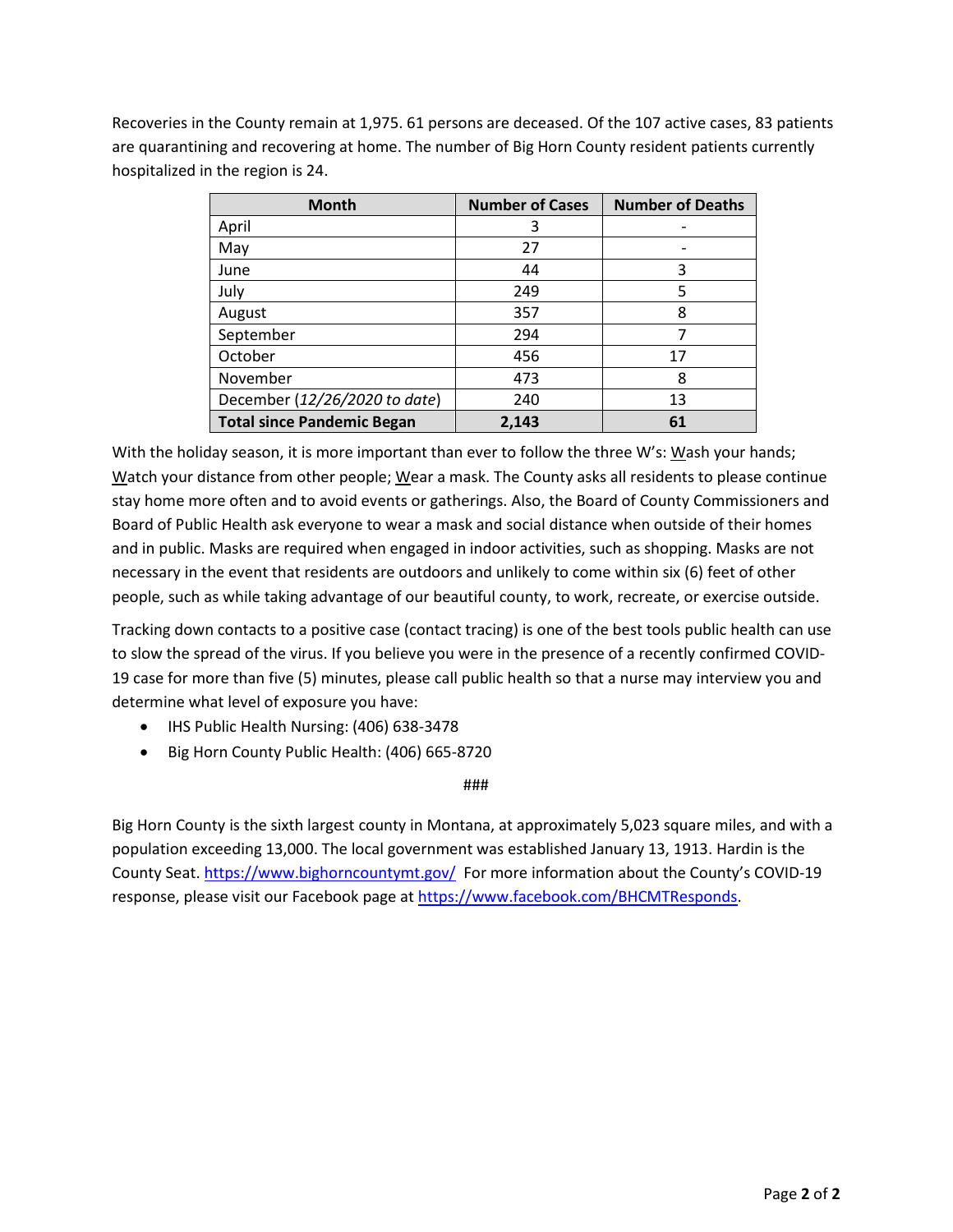Recoveries in the County remain at 1,975. 61 persons are deceased. Of the 107 active cases, 83 patients are quarantining and recovering at home. The number of Big Horn County resident patients currently hospitalized in the region is 24.

| Month | Number of Cases | Number of Deaths |
|---|---|---|
| April | 3 | - |
| May | 27 | - |
| June | 44 | 3 |
| July | 249 | 5 |
| August | 357 | 8 |
| September | 294 | 7 |
| October | 456 | 17 |
| November | 473 | 8 |
| December (*12/26/2020 to date*) | 240 | 13 |
| **Total since Pandemic Began** | **2,143** | **61** |

With the holiday season, it is more important than ever to follow the three W's: Wash your hands; Watch your distance from other people; Wear a mask. The County asks all residents to please continue stay home more often and to avoid events or gatherings. Also, the Board of County Commissioners and Board of Public Health ask everyone to wear a mask and social distance when outside of their homes and in public. Masks are required when engaged in indoor activities, such as shopping. Masks are not necessary in the event that residents are outdoors and unlikely to come within six (6) feet of other people, such as while taking advantage of our beautiful county, to work, recreate, or exercise outside.

Tracking down contacts to a positive case (contact tracing) is one of the best tools public health can use to slow the spread of the virus. If you believe you were in the presence of a recently confirmed COVID-19 case for more than five (5) minutes, please call public health so that a nurse may interview you and determine what level of exposure you have:

- IHS Public Health Nursing: (406) 638-3478
- Big Horn County Public Health: (406) 665-8720

###

Big Horn County is the sixth largest county in Montana, at approximately 5,023 square miles, and with a population exceeding 13,000. The local government was established January 13, 1913. Hardin is the County Seat. https://www.bighorncountymt.gov/ For more information about the County's COVID-19 response, please visit our Facebook page at https://www.facebook.com/BHCMTResponds.